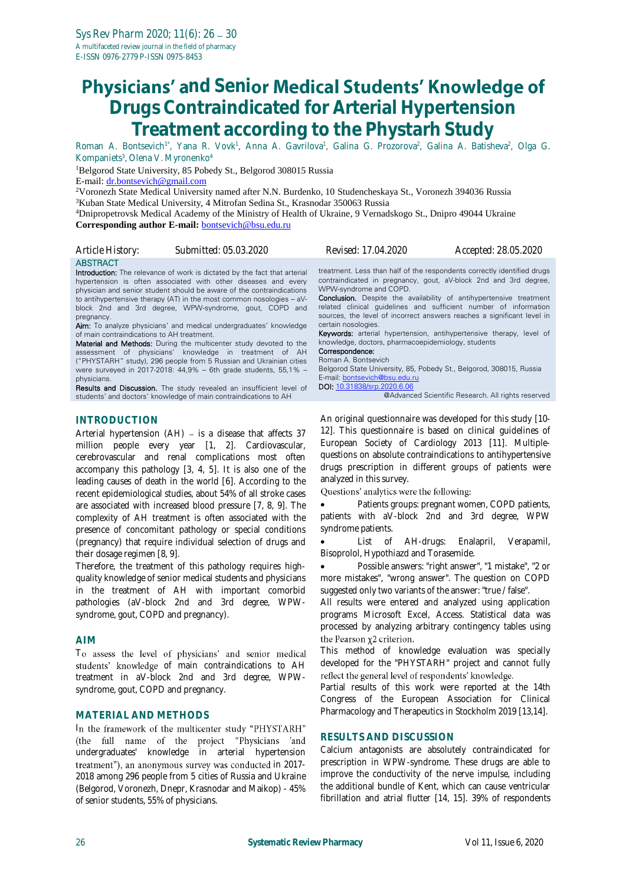# Physicians' and Senior Medical Students' Knowledge of Drugs Contraindicated for Arterial Hypertension Treatment according to the Phystarh Study

Roman A. Bontsevich[1*], Yana R. Vovk[1], Anna A. Gavrilova[1], Galina G. Prozorova[2], Galina A. Batisheva[2], Olga G. Kompaniets[3], Olena V. Myronenko[4]

[1]Belgorod State University, 85 Pobedy St., Belgorod 308015 Russia
E-mail: dr.bontsevich@gmail.com
[2]Voronezh State Medical University named after N.N. Burdenko, 10 Studencheskaya St., Voronezh 394036 Russia
[3]Kuban State Medical University, 4 Mitrofan Sedina St., Krasnodar 350063 Russia
[4]Dnipropetrovsk Medical Academy of the Ministry of Health of Ukraine, 9 Vernadskogo St., Dnipro 49044 Ukraine
**Corresponding author E-mail:** bontsevich@bsu.edu.ru

Article History: Submitted: 05.03.2020 Revised: 17.04.2020 Accepted: 28.05.2020

## ABSTRACT

**Introduction:** The relevance of work is dictated by the fact that arterial hypertension is often associated with other diseases and every physician and senior student should be aware of the contraindications to antihypertensive therapy (AT) in the most common nosologies – aV-block 2nd and 3rd degree, WPW-syndrome, gout, COPD and pregnancy.

**Aim:** To analyze physicians' and medical undergraduates' knowledge of main contraindications to AH treatment.

**Material and Methods:** During the multicenter study devoted to the assessment of physicians' knowledge in treatment of AH ("PHYSTARH" study), 296 people from 5 Russian and Ukrainian cities were surveyed in 2017-2018: 44,9% – 6th grade students, 55,1% – physicians.

**Results and Discussion.** The study revealed an insufficient level of students' and doctors' knowledge of main contraindications to AH treatment. Less than half of the respondents correctly identified drugs contraindicated in pregnancy, gout, aV-block 2nd and 3rd degree, WPW-syndrome and COPD.

**Conclusion.** Despite the availability of antihypertensive treatment related clinical guidelines and sufficient number of information sources, the level of incorrect answers reaches a significant level in certain nosologies.

**Keywords:** arterial hypertension, antihypertensive therapy, level of knowledge, doctors, pharmacoepidemiology, students

**Correspondence:**
Roman A. Bontsevich
Belgorod State University, 85, Pobedy St., Belgorod, 308015, Russia
E-mail: bontsevich@bsu.edu.ru
**DOI:** 10.31838/srp.2020.6.06

@Advanced Scientific Research. All rights reserved

## INTRODUCTION

Arterial hypertension (AH) – is a disease that affects 37 million people every year [1, 2]. Cardiovascular, cerebrovascular and renal complications most often accompany this pathology [3, 4, 5]. It is also one of the leading causes of death in the world [6]. According to the recent epidemiological studies, about 54% of all stroke cases are associated with increased blood pressure [7, 8, 9]. The complexity of AH treatment is often associated with the presence of concomitant pathology or special conditions (pregnancy) that require individual selection of drugs and their dosage regimen [8, 9].

Therefore, the treatment of this pathology requires high-quality knowledge of senior medical students and physicians in the treatment of AH with important comorbid pathologies (aV-block 2nd and 3rd degree, WPW-syndrome, gout, COPD and pregnancy).

## AIM

To assess the level of physicians' and senior medical students' knowledge of main contraindications to AH treatment in aV-block 2nd and 3rd degree, WPW-syndrome, gout, COPD and pregnancy.

## MATERIAL AND METHODS

In the framework of the multicenter study "PHYSTARH" (the full name of the project "Physicians 'and undergraduates' knowledge in arterial hypertension treatment"), an anonymous survey was conducted in 2017-2018 among 296 people from 5 cities of Russia and Ukraine (Belgorod, Voronezh, Dnepr, Krasnodar and Maikop) - 45% of senior students, 55% of physicians.

An original questionnaire was developed for this study [10-12]. This questionnaire is based on clinical guidelines of European Society of Cardiology 2013 [11]. Multiple-questions on absolute contraindications to antihypertensive drugs prescription in different groups of patients were analyzed in this survey.

Questions' analytics were the following:

- Patients groups: pregnant women, COPD patients, patients with aV-block 2nd and 3rd degree, WPW syndrome patients.
- List of AH-drugs: Enalapril, Verapamil, Bisoprolol, Hypothiazd and Torasemide.
- Possible answers: "right answer", "1 mistake", "2 or more mistakes", "wrong answer". The question on COPD suggested only two variants of the answer: "true / false".

All results were entered and analyzed using application programs Microsoft Excel, Access. Statistical data was processed by analyzing arbitrary contingency tables using the Pearson $\chi^2$ criterion.

This method of knowledge evaluation was specially developed for the "PHYSTARH" project and cannot fully reflect the general level of respondents' knowledge.

Partial results of this work were reported at the 14th Congress of the European Association for Clinical Pharmacology and Therapeutics in Stockholm 2019 [13,14].

## RESULTS AND DISCUSSION

Calcium antagonists are absolutely contraindicated for prescription in WPW-syndrome. These drugs are able to improve the conductivity of the nerve impulse, including the additional bundle of Kent, which can cause ventricular fibrillation and atrial flutter [14, 15]. 39% of respondents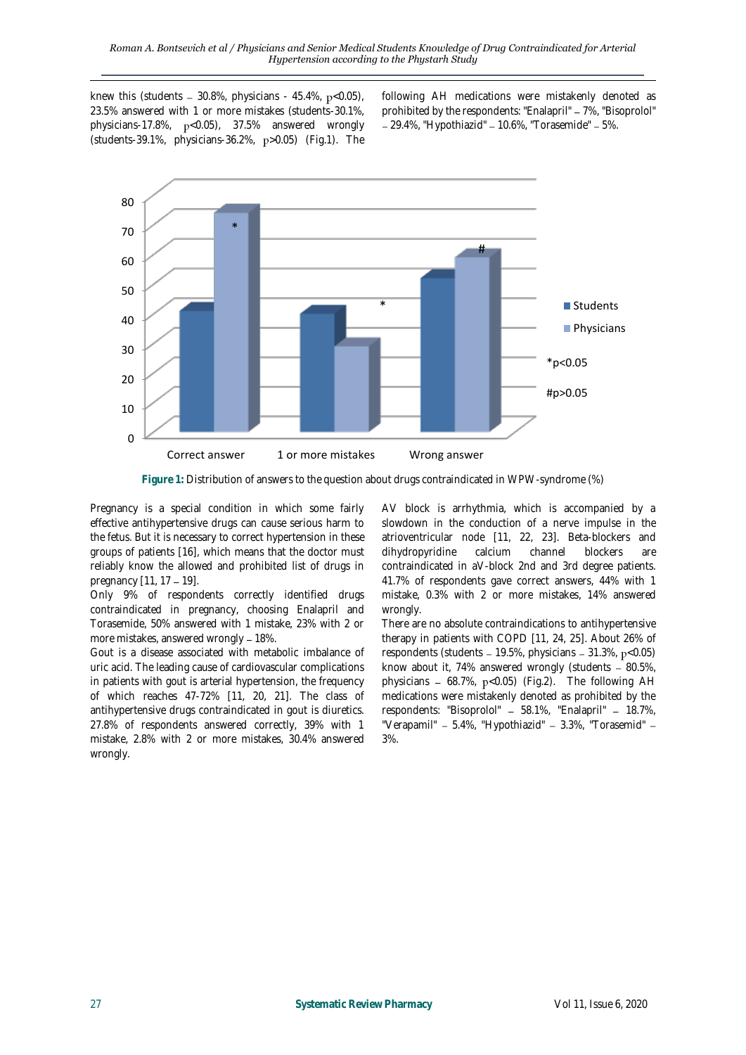knew this (students – 30.8%, physicians - 45.4%, $p<0.05$), 23.5% answered with 1 or more mistakes (students-30.1%, physicians-17.8%, $p<0.05$), 37.5% answered wrongly (students-39.1%, physicians-36.2%, $p>0.05$) (Fig.1). The following AH medications were mistakenly denoted as prohibited by the respondents: "Enalapril" – 7%, "Bisoprolol" – 29.4%, "Hypothiazid" – 10.6%, "Torasemide" – 5%.

**Figure 1:** Distribution of answers to the question about drugs contraindicated in WPW-syndrome (%)

Pregnancy is a special condition in which some fairly effective antihypertensive drugs can cause serious harm to the fetus. But it is necessary to correct hypertension in these groups of patients [16], which means that the doctor must reliably know the allowed and prohibited list of drugs in pregnancy [11, 17 – 19].

Only 9% of respondents correctly identified drugs contraindicated in pregnancy, choosing Enalapril and Torasemide, 50% answered with 1 mistake, 23% with 2 or more mistakes, answered wrongly – 18%.

Gout is a disease associated with metabolic imbalance of uric acid. The leading cause of cardiovascular complications in patients with gout is arterial hypertension, the frequency of which reaches 47-72% [11, 20, 21]. The class of antihypertensive drugs contraindicated in gout is diuretics. 27.8% of respondents answered correctly, 39% with 1 mistake, 2.8% with 2 or more mistakes, 30.4% answered wrongly.

AV block is arrhythmia, which is accompanied by a slowdown in the conduction of a nerve impulse in the atrioventricular node [11, 22, 23]. Beta-blockers and dihydropyridine calcium channel blockers are contraindicated in aV-block 2nd and 3rd degree patients. 41.7% of respondents gave correct answers, 44% with 1 mistake, 0.3% with 2 or more mistakes, 14% answered wrongly.

There are no absolute contraindications to antihypertensive therapy in patients with COPD [11, 24, 25]. About 26% of respondents (students – 19.5%, physicians – 31.3%, $p<0.05$) know about it, 74% answered wrongly (students – 80.5%, physicians – 68.7%, $p<0.05$) (Fig.2). The following AH medications were mistakenly denoted as prohibited by the respondents: "Bisoprolol" – 58.1%, "Enalapril" – 18.7%, "Verapamil" – 5.4%, "Hypothiazid" – 3.3%, "Torasemid" – 3%.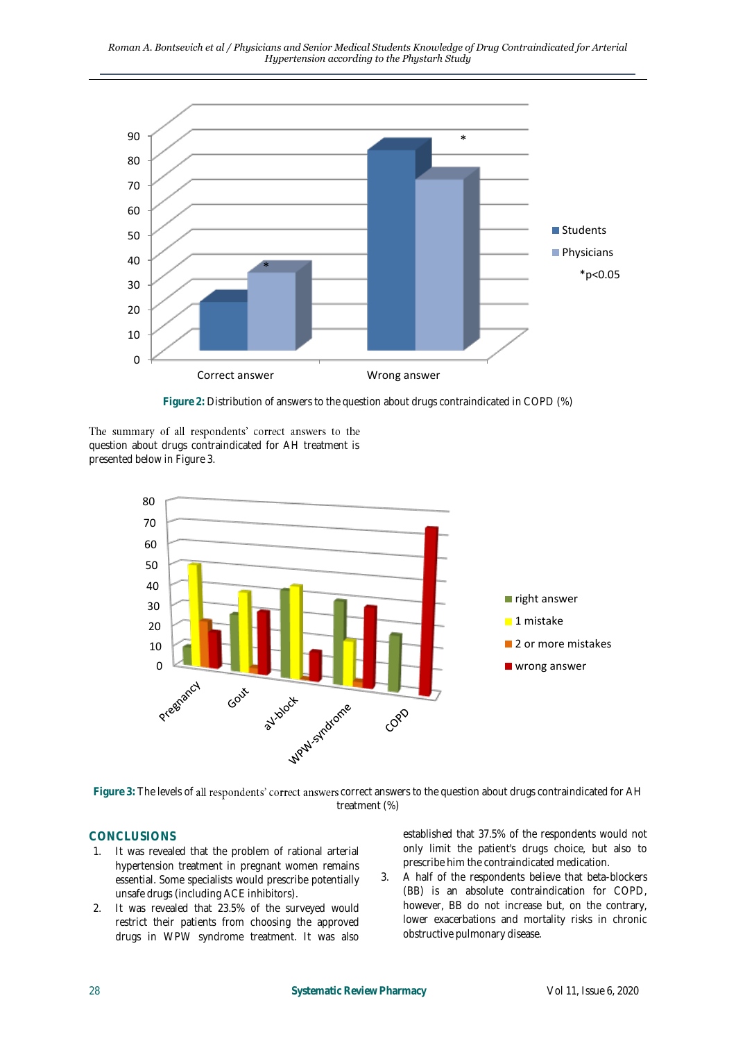Figure 2: Distribution of answers to the question about drugs contraindicated in COPD (%)

The summary of all respondents' correct answers to the question about drugs contraindicated for AH treatment is presented below in Figure 3.

Figure 3: The levels of all respondents' correct answers correct answers to the question about drugs contraindicated for AH treatment (%)

## CONCLUSIONS

1. It was revealed that the problem of rational arterial hypertension treatment in pregnant women remains essential. Some specialists would prescribe potentially unsafe drugs (including ACE inhibitors).
2. It was revealed that 23.5% of the surveyed would restrict their patients from choosing the approved drugs in WPW syndrome treatment. It was also established that 37.5% of the respondents would not only limit the patient's drugs choice, but also to prescribe him the contraindicated medication.
3. A half of the respondents believe that beta-blockers (BB) is an absolute contraindication for COPD, however, BB do not increase but, on the contrary, lower exacerbations and mortality risks in chronic obstructive pulmonary disease.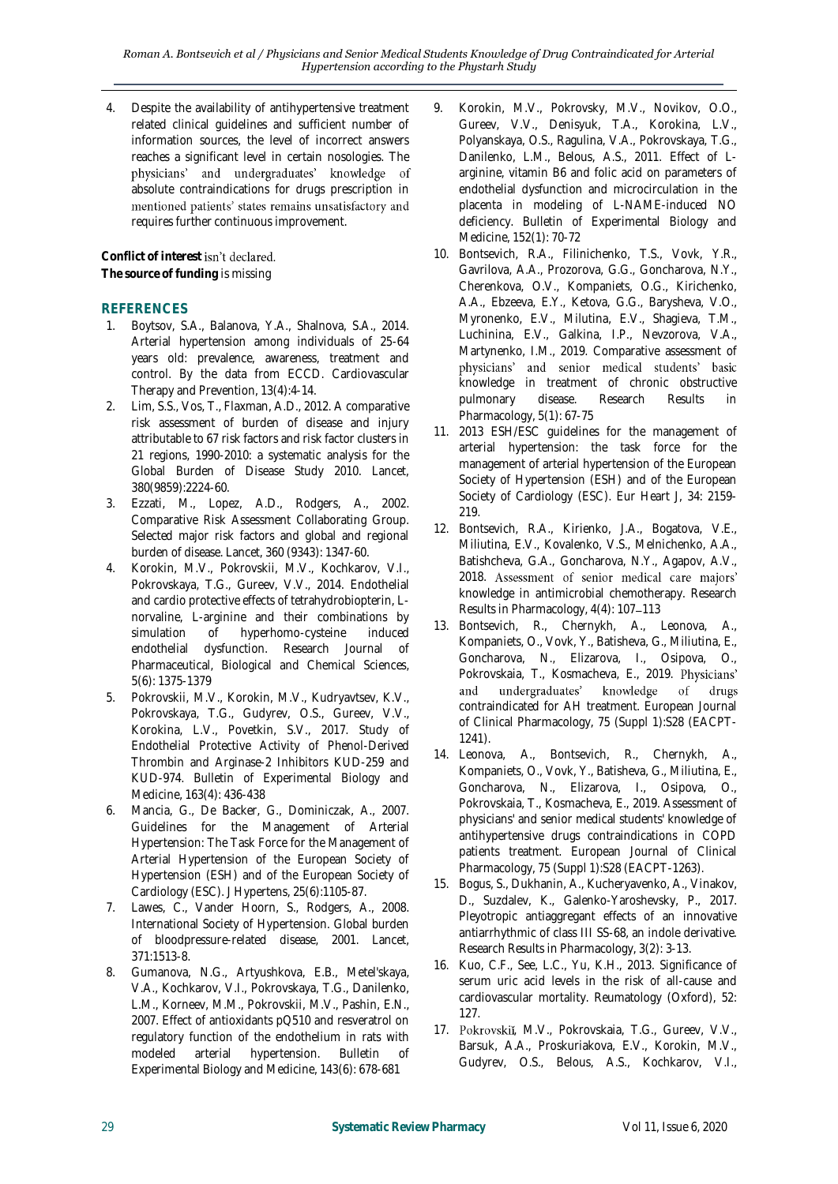4. Despite the availability of antihypertensive treatment related clinical guidelines and sufficient number of information sources, the level of incorrect answers reaches a significant level in certain nosologies. The physicians' and undergraduates' knowledge of absolute contraindications for drugs prescription in mentioned patients' states remains unsatisfactory and requires further continuous improvement.

**Conflict of interest** isn't declared.
**The source of funding** is missing

## REFERENCES

1. Boytsov, S.A., Balanova, Y.A., Shalnova, S.A., 2014. Arterial hypertension among individuals of 25-64 years old: prevalence, awareness, treatment and control. By the data from ECCD. Cardiovascular Therapy and Prevention, 13(4):4-14.
2. Lim, S.S., Vos, T., Flaxman, A.D., 2012. A comparative risk assessment of burden of disease and injury attributable to 67 risk factors and risk factor clusters in 21 regions, 1990-2010: a systematic analysis for the Global Burden of Disease Study 2010. Lancet, 380(9859):2224-60.
3. Ezzati, M., Lopez, A.D., Rodgers, A., 2002. Comparative Risk Assessment Collaborating Group. Selected major risk factors and global and regional burden of disease. Lancet, 360 (9343): 1347-60.
4. Korokin, M.V., Pokrovskii, M.V., Kochkarov, V.I., Pokrovskaya, T.G., Gureev, V.V., 2014. Endothelial and cardio protective effects of tetrahydrobiopterin, L-norvaline, L-arginine and their combinations by simulation of hyperhomo-cysteine induced endothelial dysfunction. Research Journal of Pharmaceutical, Biological and Chemical Sciences, 5(6): 1375-1379
5. Pokrovskii, M.V., Korokin, M.V., Kudryavtsev, K.V., Pokrovskaya, T.G., Gudyrev, O.S., Gureev, V.V., Korokina, L.V., Povetkin, S.V., 2017. Study of Endothelial Protective Activity of Phenol-Derived Thrombin and Arginase-2 Inhibitors KUD-259 and KUD-974. Bulletin of Experimental Biology and Medicine, 163(4): 436-438
6. Mancia, G., De Backer, G., Dominiczak, A., 2007. Guidelines for the Management of Arterial Hypertension: The Task Force for the Management of Arterial Hypertension of the European Society of Hypertension (ESH) and of the European Society of Cardiology (ESC). J Hypertens, 25(6):1105-87.
7. Lawes, C., Vander Hoorn, S., Rodgers, A., 2008. International Society of Hypertension. Global burden of bloodpressure-related disease, 2001. Lancet, 371:1513-8.
8. Gumanova, N.G., Artyushkova, E.B., Metel'skaya, V.A., Kochkarov, V.I., Pokrovskaya, T.G., Danilenko, L.M., Korneev, M.M., Pokrovskii, M.V., Pashin, E.N., 2007. Effect of antioxidants pQ510 and resveratrol on regulatory function of the endothelium in rats with modeled arterial hypertension. Bulletin of Experimental Biology and Medicine, 143(6): 678-681
9. Korokin, M.V., Pokrovsky, M.V., Novikov, O.O., Gureev, V.V., Denisyuk, T.A., Korokina, L.V., Polyanskaya, O.S., Ragulina, V.A., Pokrovskaya, T.G., Danilenko, L.M., Belous, A.S., 2011. Effect of L-arginine, vitamin B6 and folic acid on parameters of endothelial dysfunction and microcirculation in the placenta in modeling of L-NAME-induced NO deficiency. Bulletin of Experimental Biology and Medicine, 152(1): 70-72
10. Bontsevich, R.A., Filinichenko, T.S., Vovk, Y.R., Gavrilova, A.A., Prozorova, G.G., Goncharova, N.Y., Cherenkova, O.V., Kompaniets, O.G., Kirichenko, A.A., Ebzeeva, E.Y., Ketova, G.G., Barysheva, V.O., Myronenko, E.V., Milutina, E.V., Shagieva, T.M., Luchinina, E.V., Galkina, I.P., Nevzorova, V.A., Martynenko, I.M., 2019. Comparative assessment of physicians' and senior medical students' basic knowledge in treatment of chronic obstructive pulmonary disease. Research Results in Pharmacology, 5(1): 67-75
11. 2013 ESH/ESC guidelines for the management of arterial hypertension: the task force for the management of arterial hypertension of the European Society of Hypertension (ESH) and of the European Society of Cardiology (ESC). Eur Heart J, 34: 2159-219.
12. Bontsevich, R.A., Kirienko, J.A., Bogatova, V.E., Miliutina, E.V., Kovalenko, V.S., Melnichenko, A.A., Batishcheva, G.A., Goncharova, N.Y., Agapov, A.V., 2018. Assessment of senior medical care majors' knowledge in antimicrobial chemotherapy. Research Results in Pharmacology, 4(4): 107–113
13. Bontsevich, R., Chernykh, A., Leonova, A., Kompaniets, O., Vovk, Y., Batisheva, G., Miliutina, E., Goncharova, N., Elizarova, I., Osipova, O., Pokrovskaia, T., Kosmacheva, E., 2019. Physicians' and undergraduates' knowledge of drugs contraindicated for AH treatment. European Journal of Clinical Pharmacology, 75 (Suppl 1):S28 (EACPT-1241).
14. Leonova, A., Bontsevich, R., Chernykh, A., Kompaniets, O., Vovk, Y., Batisheva, G., Miliutina, E., Goncharova, N., Elizarova, I., Osipova, O., Pokrovskaia, T., Kosmacheva, E., 2019. Assessment of physicians' and senior medical students' knowledge of antihypertensive drugs contraindications in COPD patients treatment. European Journal of Clinical Pharmacology, 75 (Suppl 1):S28 (EACPT-1263).
15. Bogus, S., Dukhanin, A., Kucheryavenko, A., Vinakov, D., Suzdalev, K., Galenko-Yaroshevsky, P., 2017. Pleyotropic antiaggregant effects of an innovative antiarrhythmic of class III SS-68, an indole derivative. Research Results in Pharmacology, 3(2): 3-13.
16. Kuo, C.F., See, L.C., Yu, K.H., 2013. Significance of serum uric acid levels in the risk of all-cause and cardiovascular mortality. Reumatology (Oxford), 52: 127.
17. Pokrovskiĭ, M.V., Pokrovskaia, T.G., Gureev, V.V., Barsuk, A.A., Proskuriakova, E.V., Korokin, M.V., Gudyrev, O.S., Belous, A.S., Kochkarov, V.I.,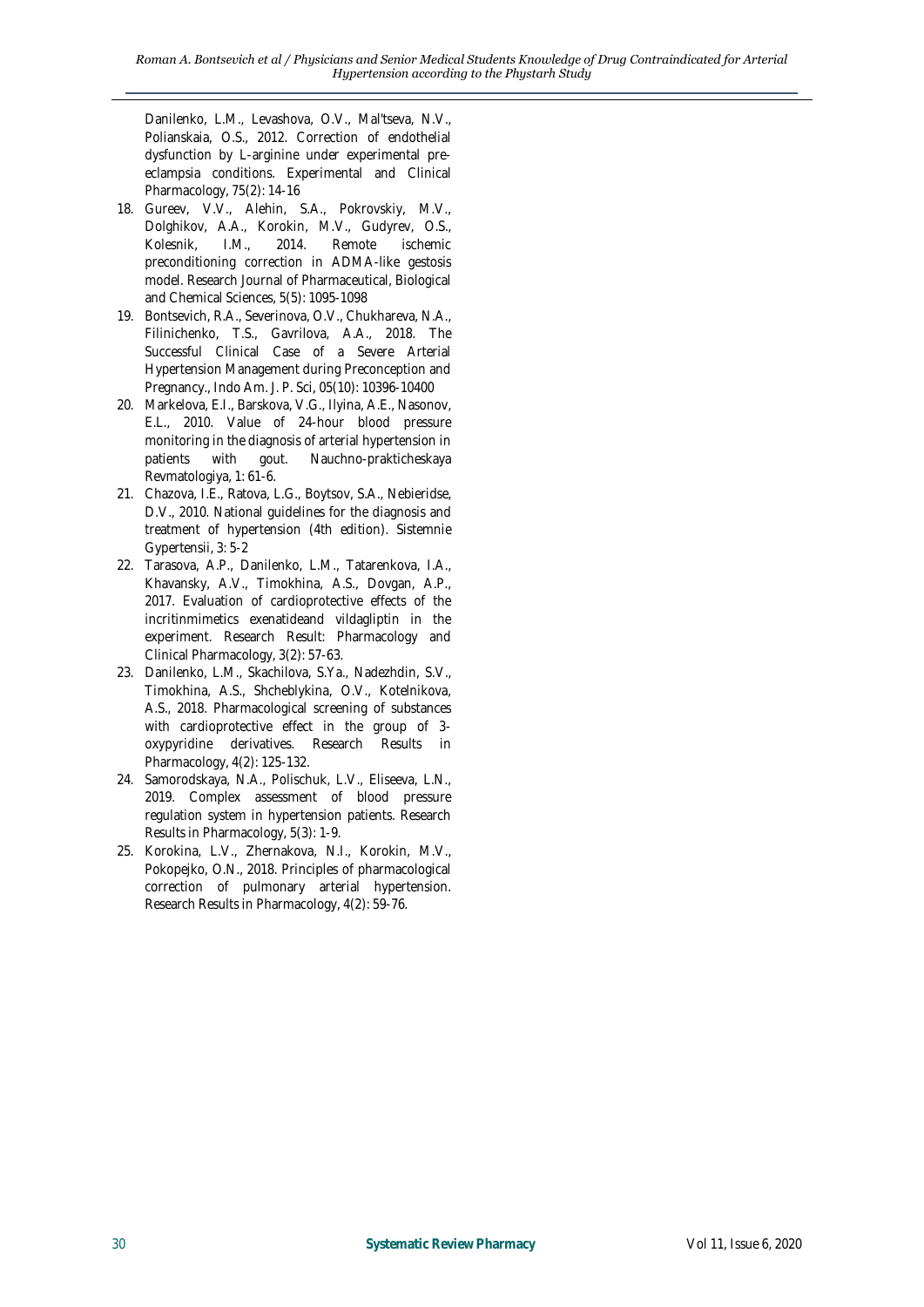Danilenko, L.M., Levashova, O.V., Mal'tseva, N.V., Polianskaia, O.S., 2012. Correction of endothelial dysfunction by L-arginine under experimental pre-eclampsia conditions. Experimental and Clinical Pharmacology, 75(2): 14-16

18. Gureev, V.V., Alehin, S.A., Pokrovskiy, M.V., Dolghikov, A.A., Korokin, M.V., Gudyrev, O.S., Kolesnik, I.M., 2014. Remote ischemic preconditioning correction in ADMA-like gestosis model. Research Journal of Pharmaceutical, Biological and Chemical Sciences, 5(5): 1095-1098
19. Bontsevich, R.A., Severinova, O.V., Chukhareva, N.A., Filinichenko, T.S., Gavrilova, A.A., 2018. The Successful Clinical Case of a Severe Arterial Hypertension Management during Preconception and Pregnancy., Indo Am. J. P. Sci, 05(10): 10396-10400
20. Markelova, E.I., Barskova, V.G., Ilyina, A.E., Nasonov, E.L., 2010. Value of 24-hour blood pressure monitoring in the diagnosis of arterial hypertension in patients with gout. Nauchno-prakticheskaya Revmatologiya, 1: 61-6.
21. Chazova, I.E., Ratova, L.G., Boytsov, S.A., Nebieridse, D.V., 2010. National guidelines for the diagnosis and treatment of hypertension (4th edition). Sistemnie Gypertensii, 3: 5-2
22. Tarasova, A.P., Danilenko, L.M., Tatarenkova, I.A., Khavansky, A.V., Timokhina, A.S., Dovgan, A.P., 2017. Evaluation of cardioprotective effects of the incritinmimetics exenatideand vildagliptin in the experiment. Research Result: Pharmacology and Clinical Pharmacology, 3(2): 57-63.
23. Danilenko, L.M., Skachilova, S.Ya., Nadezhdin, S.V., Timokhina, A.S., Shcheblykina, O.V., Kotelnikova, A.S., 2018. Pharmacological screening of substances with cardioprotective effect in the group of 3-oxypyridine derivatives. Research Results in Pharmacology, 4(2): 125-132.
24. Samorodskaya, N.A., Polischuk, L.V., Eliseeva, L.N., 2019. Complex assessment of blood pressure regulation system in hypertension patients. Research Results in Pharmacology, 5(3): 1-9.
25. Korokina, L.V., Zhernakova, N.I., Korokin, M.V., Pokopejko, O.N., 2018. Principles of pharmacological correction of pulmonary arterial hypertension. Research Results in Pharmacology, 4(2): 59-76.